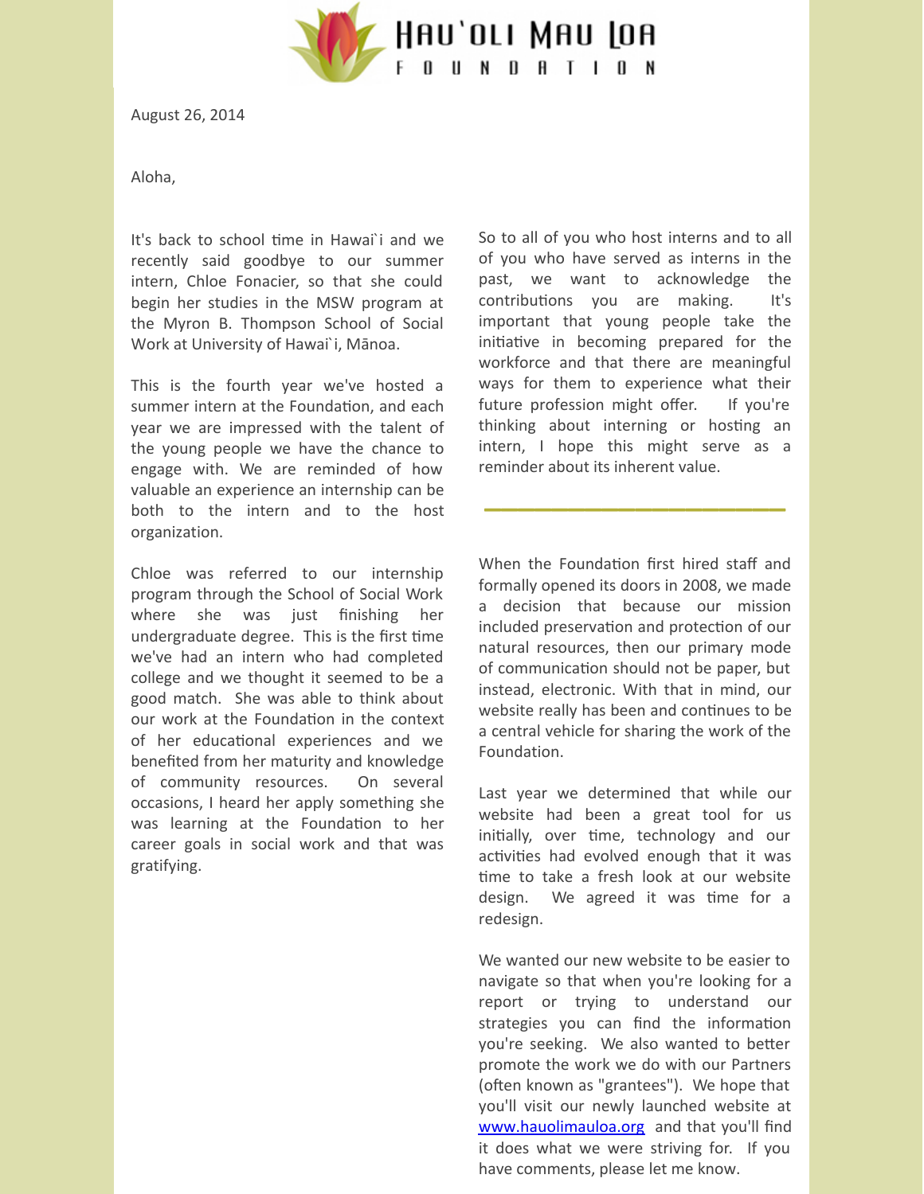# Hau'oli Mau Loa Foundation

August 26, 2014

Aloha,

It's back to school time in Hawai`i and we recently said goodbye to our summer intern, Chloe Fonacier, so that she could begin her studies in the MSW program at the Myron B. Thompson School of Social Work at University of Hawai`i, Mānoa.

This is the fourth year we've hosted a summer intern at the Foundation, and each year we are impressed with the talent of the young people we have the chance to engage with. We are reminded of how valuable an experience an internship can be both to the intern and to the host organization.

Chloe was referred to our internship program through the School of Social Work where she was just finishing her undergraduate degree. This is the first time we've had an intern who had completed college and we thought it seemed to be a good match. She was able to think about our work at the Foundation in the context of her educational experiences and we benefited from her maturity and knowledge of community resources. On several occasions, I heard her apply something she was learning at the Foundation to her career goals in social work and that was gratifying.

So to all of you who host interns and to all of you who have served as interns in the past, we want to acknowledge the contributions you are making. It's important that young people take the initiative in becoming prepared for the workforce and that there are meaningful ways for them to experience what their future profession might offer. If you're thinking about interning or hosting an intern, I hope this might serve as a reminder about its inherent value.

---

When the Foundation first hired staff and formally opened its doors in 2008, we made a decision that because our mission included preservation and protection of our natural resources, then our primary mode of communication should not be paper, but instead, electronic. With that in mind, our website really has been and continues to be a central vehicle for sharing the work of the Foundation.

Last year we determined that while our website had been a great tool for us initially, over time, technology and our activities had evolved enough that it was time to take a fresh look at our website design. We agreed it was time for a redesign.

We wanted our new website to be easier to navigate so that when you're looking for a report or trying to understand our strategies you can find the information you're seeking. We also wanted to better promote the work we do with our Partners (often known as "grantees"). We hope that you'll visit our newly launched website at [www.hauolimauloa.org](http://www.hauolimauloa.org) and that you'll find it does what we were striving for. If you have comments, please let me know.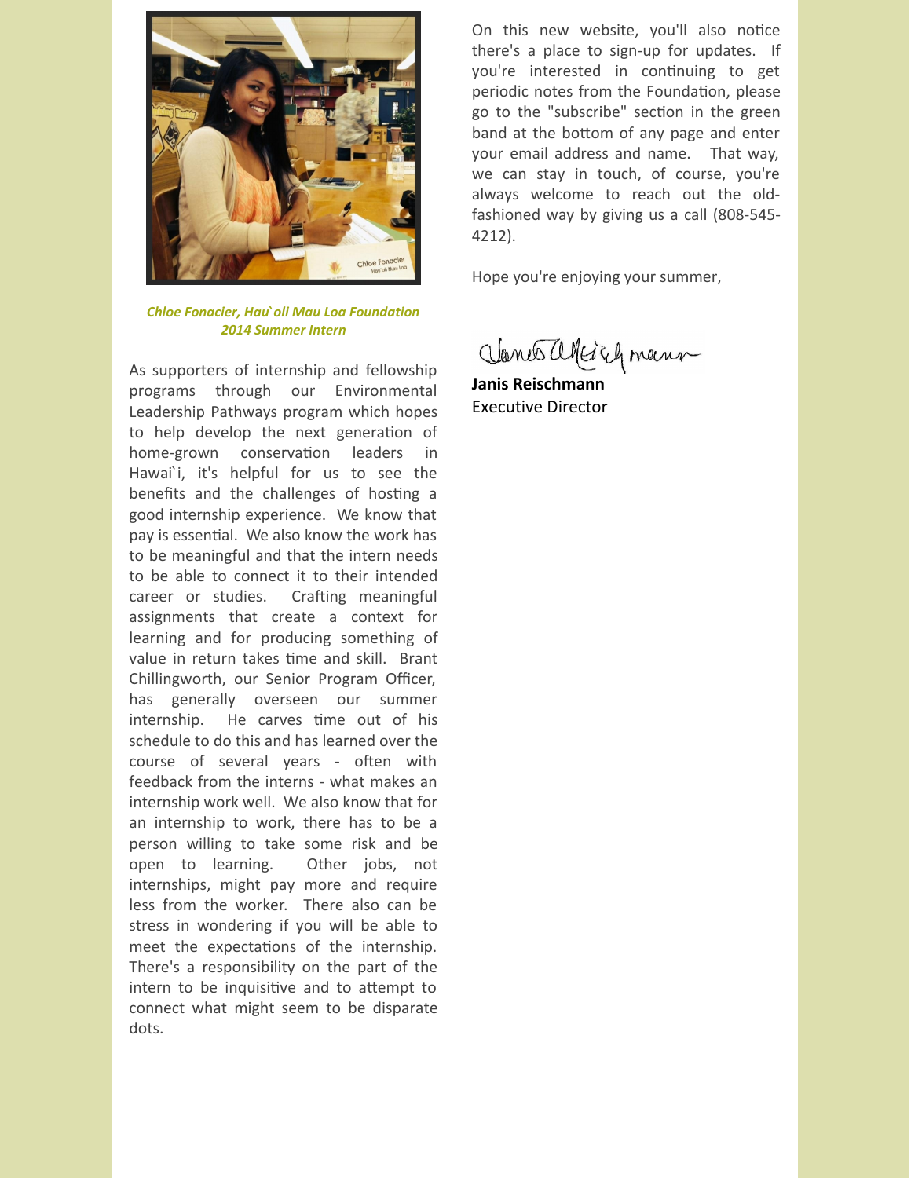*Chloe Fonacier, Hau`oli Mau Loa Foundation 2014 Summer Intern*

As supporters of internship and fellowship programs through our Environmental Leadership Pathways program which hopes to help develop the next generation of home-grown conservation leaders in Hawai`i, it's helpful for us to see the benefits and the challenges of hosting a good internship experience. We know that pay is essential. We also know the work has to be meaningful and that the intern needs to be able to connect it to their intended career or studies. Crafting meaningful assignments that create a context for learning and for producing something of value in return takes time and skill. Brant Chillingworth, our Senior Program Officer, has generally overseen our summer internship. He carves time out of his schedule to do this and has learned over the course of several years - often with feedback from the interns - what makes an internship work well. We also know that for an internship to work, there has to be a person willing to take some risk and be open to learning. Other jobs, not internships, might pay more and require less from the worker. There also can be stress in wondering if you will be able to meet the expectations of the internship. There's a responsibility on the part of the intern to be inquisitive and to attempt to connect what might seem to be disparate dots.

On this new website, you'll also notice there's a place to sign-up for updates. If you're interested in continuing to get periodic notes from the Foundation, please go to the "subscribe" section in the green band at the bottom of any page and enter your email address and name. That way, we can stay in touch, of course, you're always welcome to reach out the old-fashioned way by giving us a call (808-545-4212).

Hope you're enjoying your summer,

**Janis Reischmann**
Executive Director